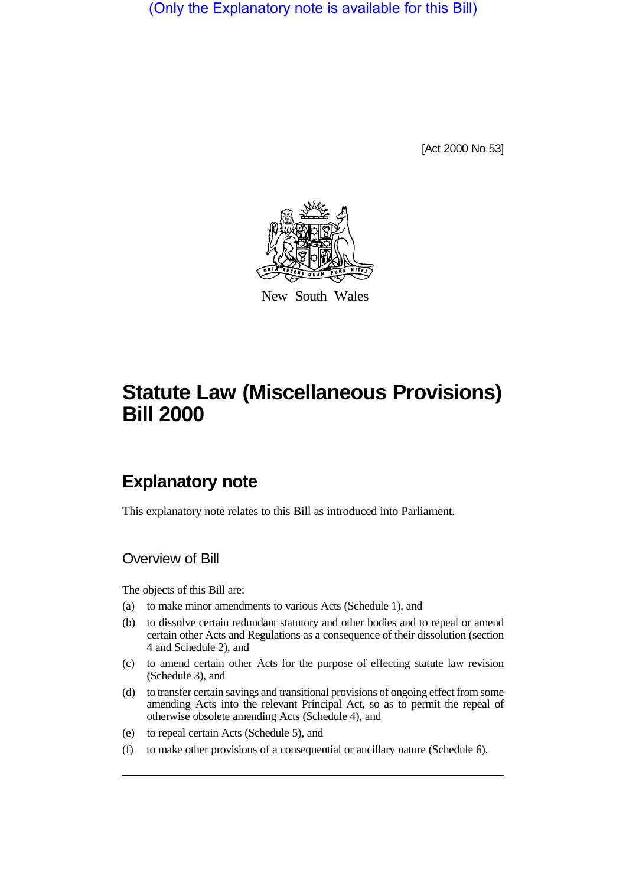(Only the Explanatory note is available for this Bill)

[Act 2000 No 53]

New South Wales

# Statute Law (Miscellaneous Provisions) Bill 2000

## Explanatory note

This explanatory note relates to this Bill as introduced into Parliament.

### Overview of Bill

The objects of this Bill are:

(a) to make minor amendments to various Acts (Schedule 1), and

(b) to dissolve certain redundant statutory and other bodies and to repeal or amend certain other Acts and Regulations as a consequence of their dissolution (section 4 and Schedule 2), and

(c) to amend certain other Acts for the purpose of effecting statute law revision (Schedule 3), and

(d) to transfer certain savings and transitional provisions of ongoing effect from some amending Acts into the relevant Principal Act, so as to permit the repeal of otherwise obsolete amending Acts (Schedule 4), and

(e) to repeal certain Acts (Schedule 5), and

(f) to make other provisions of a consequential or ancillary nature (Schedule 6).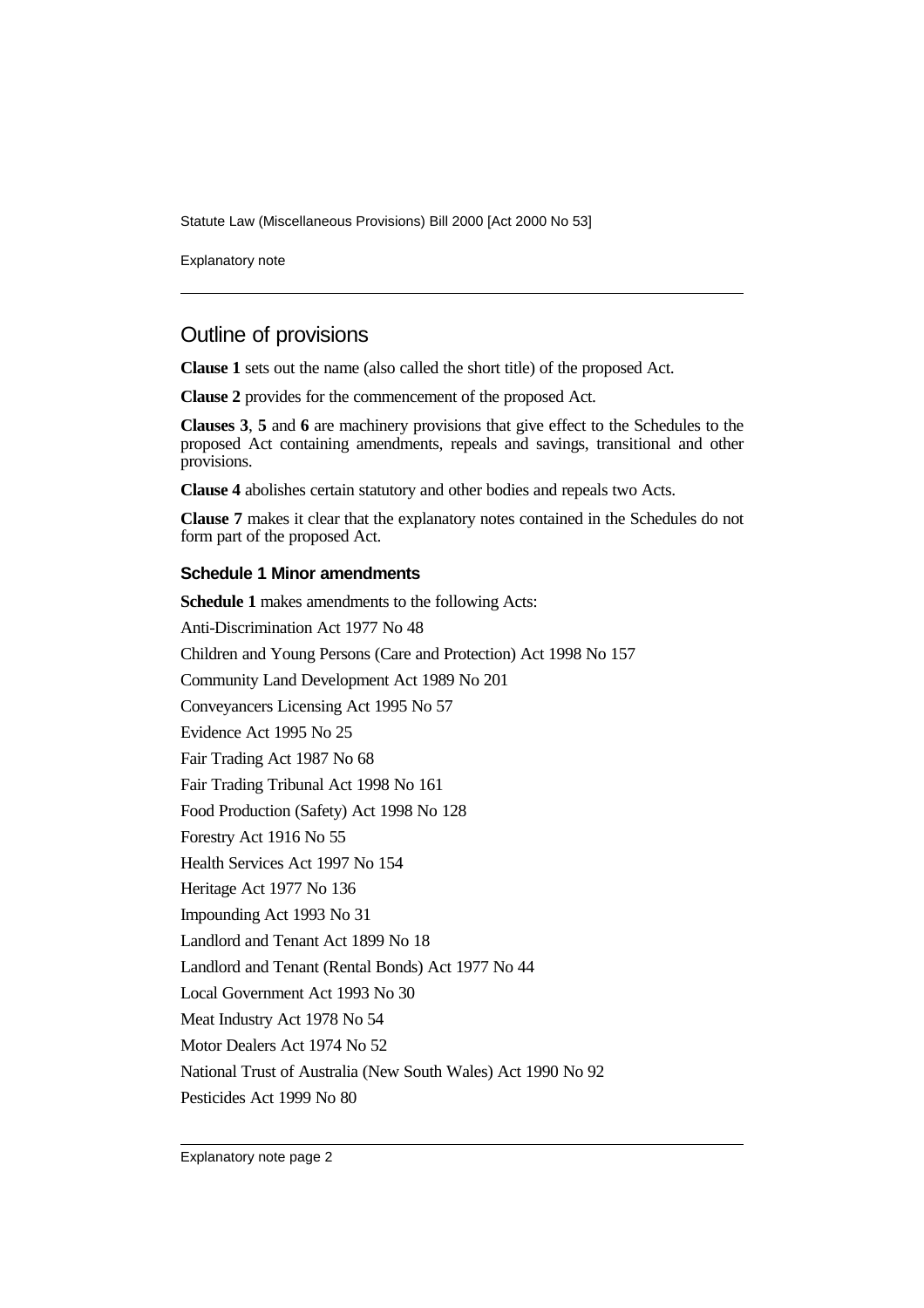## Outline of provisions

**Clause 1** sets out the name (also called the short title) of the proposed Act.

**Clause 2** provides for the commencement of the proposed Act.

**Clauses 3**, **5** and **6** are machinery provisions that give effect to the Schedules to the proposed Act containing amendments, repeals and savings, transitional and other provisions.

**Clause 4** abolishes certain statutory and other bodies and repeals two Acts.

**Clause 7** makes it clear that the explanatory notes contained in the Schedules do not form part of the proposed Act.

### Schedule 1 Minor amendments

**Schedule 1** makes amendments to the following Acts:

Anti-Discrimination Act 1977 No 48

Children and Young Persons (Care and Protection) Act 1998 No 157

Community Land Development Act 1989 No 201

Conveyancers Licensing Act 1995 No 57

Evidence Act 1995 No 25

Fair Trading Act 1987 No 68

Fair Trading Tribunal Act 1998 No 161

Food Production (Safety) Act 1998 No 128

Forestry Act 1916 No 55

Health Services Act 1997 No 154

Heritage Act 1977 No 136

Impounding Act 1993 No 31

Landlord and Tenant Act 1899 No 18

Landlord and Tenant (Rental Bonds) Act 1977 No 44

Local Government Act 1993 No 30

Meat Industry Act 1978 No 54

Motor Dealers Act 1974 No 52

National Trust of Australia (New South Wales) Act 1990 No 92

Pesticides Act 1999 No 80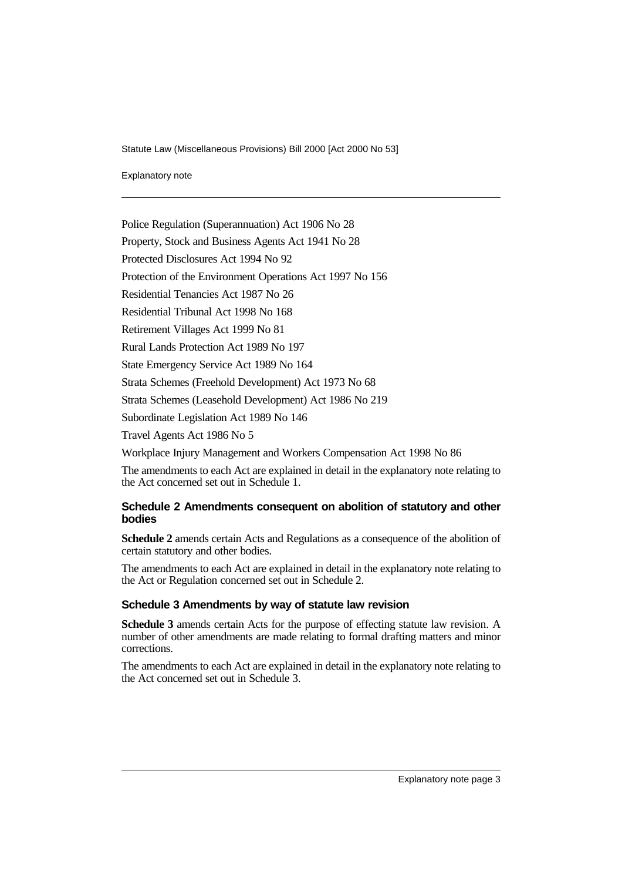Police Regulation (Superannuation) Act 1906 No 28

Property, Stock and Business Agents Act 1941 No 28

Protected Disclosures Act 1994 No 92

Protection of the Environment Operations Act 1997 No 156

Residential Tenancies Act 1987 No 26

Residential Tribunal Act 1998 No 168

Retirement Villages Act 1999 No 81

Rural Lands Protection Act 1989 No 197

State Emergency Service Act 1989 No 164

Strata Schemes (Freehold Development) Act 1973 No 68

Strata Schemes (Leasehold Development) Act 1986 No 219

Subordinate Legislation Act 1989 No 146

Travel Agents Act 1986 No 5

Workplace Injury Management and Workers Compensation Act 1998 No 86

The amendments to each Act are explained in detail in the explanatory note relating to the Act concerned set out in Schedule 1.

### Schedule 2 Amendments consequent on abolition of statutory and other bodies

**Schedule 2** amends certain Acts and Regulations as a consequence of the abolition of certain statutory and other bodies.

The amendments to each Act are explained in detail in the explanatory note relating to the Act or Regulation concerned set out in Schedule 2.

### Schedule 3 Amendments by way of statute law revision

**Schedule 3** amends certain Acts for the purpose of effecting statute law revision. A number of other amendments are made relating to formal drafting matters and minor corrections.

The amendments to each Act are explained in detail in the explanatory note relating to the Act concerned set out in Schedule 3.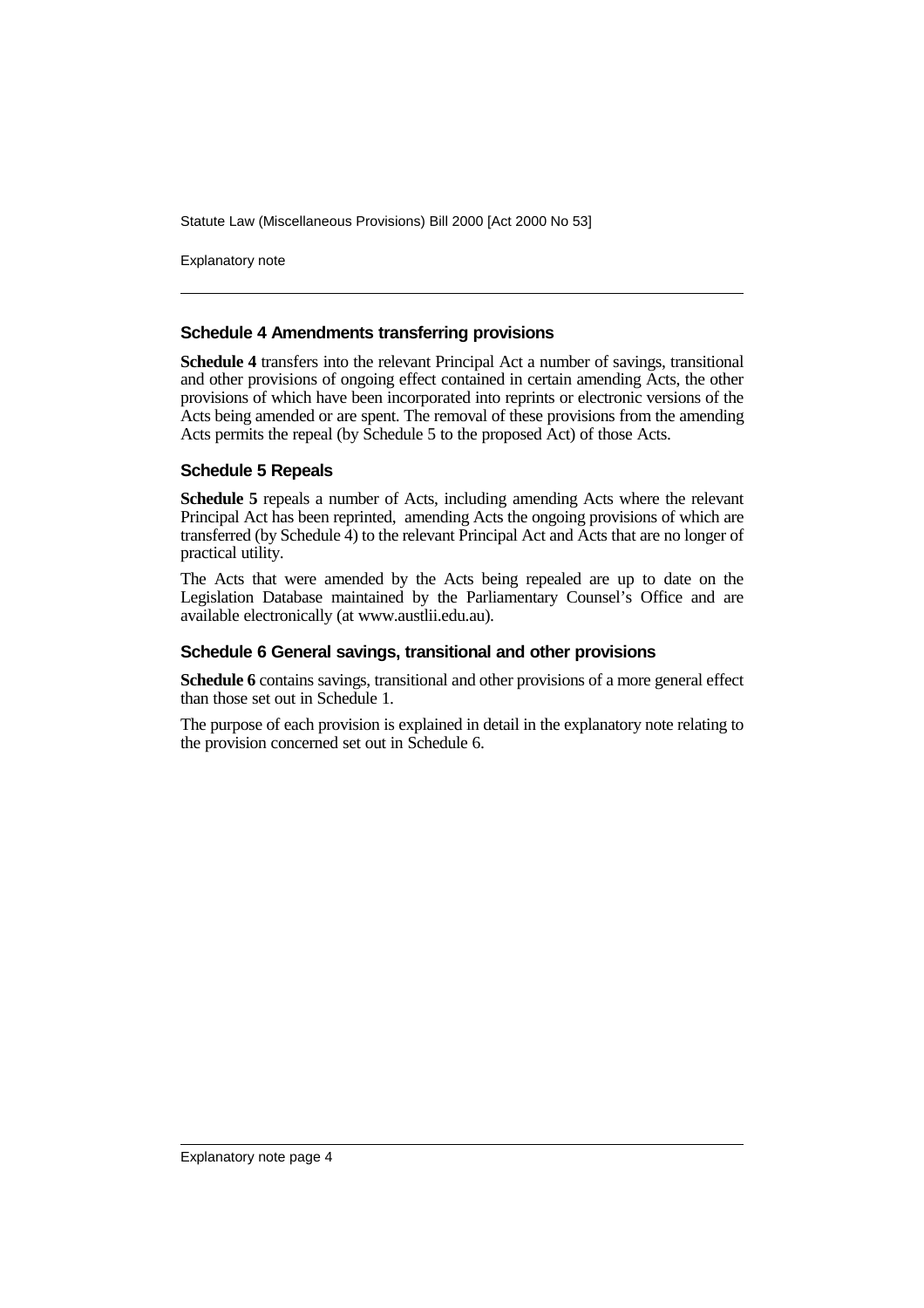### Schedule 4 Amendments transferring provisions

**Schedule 4** transfers into the relevant Principal Act a number of savings, transitional and other provisions of ongoing effect contained in certain amending Acts, the other provisions of which have been incorporated into reprints or electronic versions of the Acts being amended or are spent. The removal of these provisions from the amending Acts permits the repeal (by Schedule 5 to the proposed Act) of those Acts.

### Schedule 5 Repeals

**Schedule 5** repeals a number of Acts, including amending Acts where the relevant Principal Act has been reprinted, amending Acts the ongoing provisions of which are transferred (by Schedule 4) to the relevant Principal Act and Acts that are no longer of practical utility.

The Acts that were amended by the Acts being repealed are up to date on the Legislation Database maintained by the Parliamentary Counsel's Office and are available electronically (at www.austlii.edu.au).

### Schedule 6 General savings, transitional and other provisions

**Schedule 6** contains savings, transitional and other provisions of a more general effect than those set out in Schedule 1.

The purpose of each provision is explained in detail in the explanatory note relating to the provision concerned set out in Schedule 6.